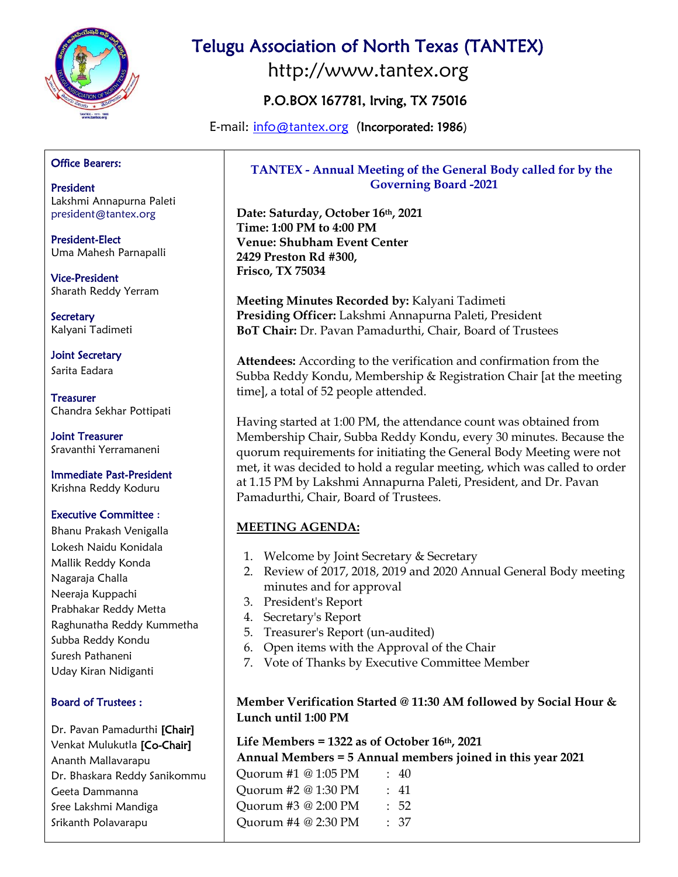# Telugu Association of North Texas (TANTEX)

http://www.tantex.org

P.O.BOX 167781, Irving, TX 75016

E-mail: info@tantex.org (Incorporated: 1986)

**Office Bearers:**

**President**
Lakshmi Annapurna Paleti
president@tantex.org

**President-Elect**
Uma Mahesh Parnapalli

**Vice-President**
Sharath Reddy Yerram

**Secretary**
Kalyani Tadimeti

**Joint Secretary**
Sarita Eadara

**Treasurer**
Chandra Sekhar Pottipati

**Joint Treasurer**
Sravanthi Yerramaneni

**Immediate Past-President**
Krishna Reddy Koduru

**Executive Committee :**
Bhanu Prakash Venigalla
Lokesh Naidu Konidala
Mallik Reddy Konda
Nagaraja Challa
Neeraja Kuppachi
Prabhakar Reddy Metta
Raghunatha Reddy Kummetha
Subba Reddy Kondu
Suresh Pathaneni
Uday Kiran Nidiganti

**Board of Trustees :**

Dr. Pavan Pamadurthi **[Chair]**
Venkat Mulukutla **[Co-Chair]**
Ananth Mallavarapu
Dr. Bhaskara Reddy Sanikommu
Geeta Dammanna
Sree Lakshmi Mandiga
Srikanth Polavarapu

## TANTEX - Annual Meeting of the General Body called for by the Governing Board -2021

**Date: Saturday, October 16th, 2021**
**Time: 1:00 PM to 4:00 PM**
**Venue: Shubham Event Center**
**2429 Preston Rd #300,**
**Frisco, TX 75034**

**Meeting Minutes Recorded by:** Kalyani Tadimeti
**Presiding Officer:** Lakshmi Annapurna Paleti, President
**BoT Chair:** Dr. Pavan Pamadurthi, Chair, Board of Trustees

**Attendees:** According to the verification and confirmation from the Subba Reddy Kondu, Membership & Registration Chair [at the meeting time], a total of 52 people attended.

Having started at 1:00 PM, the attendance count was obtained from Membership Chair, Subba Reddy Kondu, every 30 minutes. Because the quorum requirements for initiating the General Body Meeting were not met, it was decided to hold a regular meeting, which was called to order at 1.15 PM by Lakshmi Annapurna Paleti, President, and Dr. Pavan Pamadurthi, Chair, Board of Trustees.

**MEETING AGENDA:**

1. Welcome by Joint Secretary & Secretary
2. Review of 2017, 2018, 2019 and 2020 Annual General Body meeting minutes and for approval
3. President's Report
4. Secretary's Report
5. Treasurer's Report (un-audited)
6. Open items with the Approval of the Chair
7. Vote of Thanks by Executive Committee Member

**Member Verification Started @ 11:30 AM followed by Social Hour & Lunch until 1:00 PM**

**Life Members = 1322 as of October 16th, 2021**
**Annual Members = 5 Annual members joined in this year 2021**

Quorum #1 @ 1:05 PM : 40
Quorum #2 @ 1:30 PM : 41
Quorum #3 @ 2:00 PM : 52
Quorum #4 @ 2:30 PM : 37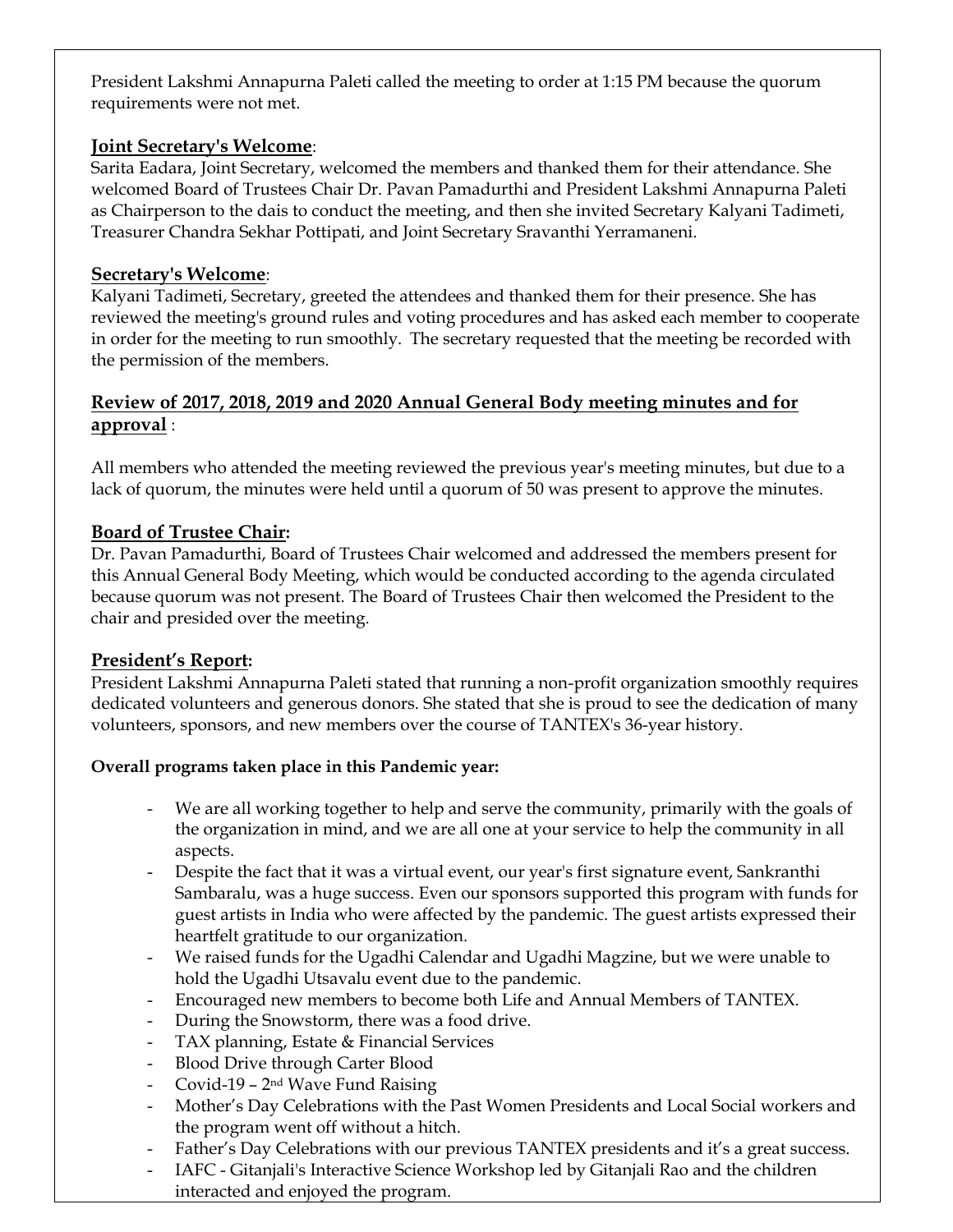President Lakshmi Annapurna Paleti called the meeting to order at 1:15 PM because the quorum requirements were not met.

## Joint Secretary's Welcome:

Sarita Eadara, Joint Secretary, welcomed the members and thanked them for their attendance. She welcomed Board of Trustees Chair Dr. Pavan Pamadurthi and President Lakshmi Annapurna Paleti as Chairperson to the dais to conduct the meeting, and then she invited Secretary Kalyani Tadimeti, Treasurer Chandra Sekhar Pottipati, and Joint Secretary Sravanthi Yerramaneni.

## Secretary's Welcome:

Kalyani Tadimeti, Secretary, greeted the attendees and thanked them for their presence. She has reviewed the meeting's ground rules and voting procedures and has asked each member to cooperate in order for the meeting to run smoothly. The secretary requested that the meeting be recorded with the permission of the members.

## Review of 2017, 2018, 2019 and 2020 Annual General Body meeting minutes and for approval :

All members who attended the meeting reviewed the previous year's meeting minutes, but due to a lack of quorum, the minutes were held until a quorum of 50 was present to approve the minutes.

## Board of Trustee Chair:

Dr. Pavan Pamadurthi, Board of Trustees Chair welcomed and addressed the members present for this Annual General Body Meeting, which would be conducted according to the agenda circulated because quorum was not present. The Board of Trustees Chair then welcomed the President to the chair and presided over the meeting.

## President's Report:

President Lakshmi Annapurna Paleti stated that running a non-profit organization smoothly requires dedicated volunteers and generous donors. She stated that she is proud to see the dedication of many volunteers, sponsors, and new members over the course of TANTEX's 36-year history.

**Overall programs taken place in this Pandemic year:**

- We are all working together to help and serve the community, primarily with the goals of the organization in mind, and we are all one at your service to help the community in all aspects.
- Despite the fact that it was a virtual event, our year's first signature event, Sankranthi Sambaralu, was a huge success. Even our sponsors supported this program with funds for guest artists in India who were affected by the pandemic. The guest artists expressed their heartfelt gratitude to our organization.
- We raised funds for the Ugadhi Calendar and Ugadhi Magzine, but we were unable to hold the Ugadhi Utsavalu event due to the pandemic.
- Encouraged new members to become both Life and Annual Members of TANTEX.
- During the Snowstorm, there was a food drive.
- TAX planning, Estate & Financial Services
- Blood Drive through Carter Blood
- Covid-19 – 2nd Wave Fund Raising
- Mother's Day Celebrations with the Past Women Presidents and Local Social workers and the program went off without a hitch.
- Father's Day Celebrations with our previous TANTEX presidents and it's a great success.
- IAFC - Gitanjali's Interactive Science Workshop led by Gitanjali Rao and the children interacted and enjoyed the program.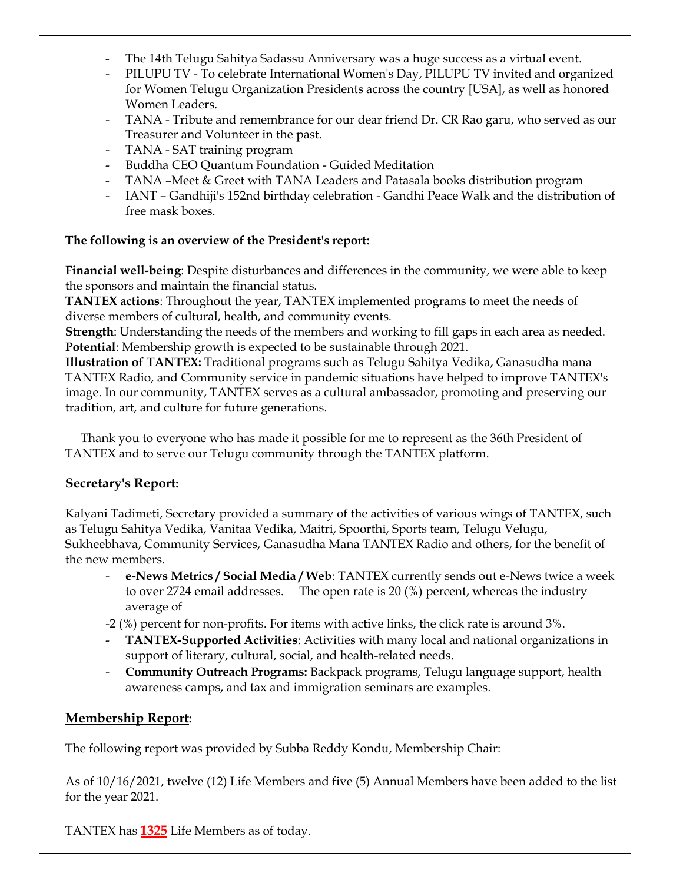- The 14th Telugu Sahitya Sadassu Anniversary was a huge success as a virtual event.
- PILUPU TV - To celebrate International Women's Day, PILUPU TV invited and organized for Women Telugu Organization Presidents across the country [USA], as well as honored Women Leaders.
- TANA - Tribute and remembrance for our dear friend Dr. CR Rao garu, who served as our Treasurer and Volunteer in the past.
- TANA - SAT training program
- Buddha CEO Quantum Foundation - Guided Meditation
- TANA –Meet & Greet with TANA Leaders and Patasala books distribution program
- IANT – Gandhiji's 152nd birthday celebration - Gandhi Peace Walk and the distribution of free mask boxes.

**The following is an overview of the President's report:**

**Financial well-being**: Despite disturbances and differences in the community, we were able to keep the sponsors and maintain the financial status.
**TANTEX actions**: Throughout the year, TANTEX implemented programs to meet the needs of diverse members of cultural, health, and community events.
**Strength**: Understanding the needs of the members and working to fill gaps in each area as needed.
**Potential**: Membership growth is expected to be sustainable through 2021.
**Illustration of TANTEX:** Traditional programs such as Telugu Sahitya Vedika, Ganasudha mana TANTEX Radio, and Community service in pandemic situations have helped to improve TANTEX's image. In our community, TANTEX serves as a cultural ambassador, promoting and preserving our tradition, art, and culture for future generations.

Thank you to everyone who has made it possible for me to represent as the 36th President of TANTEX and to serve our Telugu community through the TANTEX platform.

## Secretary's Report:

Kalyani Tadimeti, Secretary provided a summary of the activities of various wings of TANTEX, such as Telugu Sahitya Vedika, Vanitaa Vedika, Maitri, Spoorthi, Sports team, Telugu Velugu, Sukheebhava, Community Services, Ganasudha Mana TANTEX Radio and others, for the benefit of the new members.

- **e-News Metrics / Social Media / Web**: TANTEX currently sends out e-News twice a week to over 2724 email addresses. The open rate is 20 (%) percent, whereas the industry average of

-2 (%) percent for non-profits. For items with active links, the click rate is around 3%.

- **TANTEX-Supported Activities**: Activities with many local and national organizations in support of literary, cultural, social, and health-related needs.
- **Community Outreach Programs:** Backpack programs, Telugu language support, health awareness camps, and tax and immigration seminars are examples.

## Membership Report:

The following report was provided by Subba Reddy Kondu, Membership Chair:

As of 10/16/2021, twelve (12) Life Members and five (5) Annual Members have been added to the list for the year 2021.

TANTEX has **1325** Life Members as of today.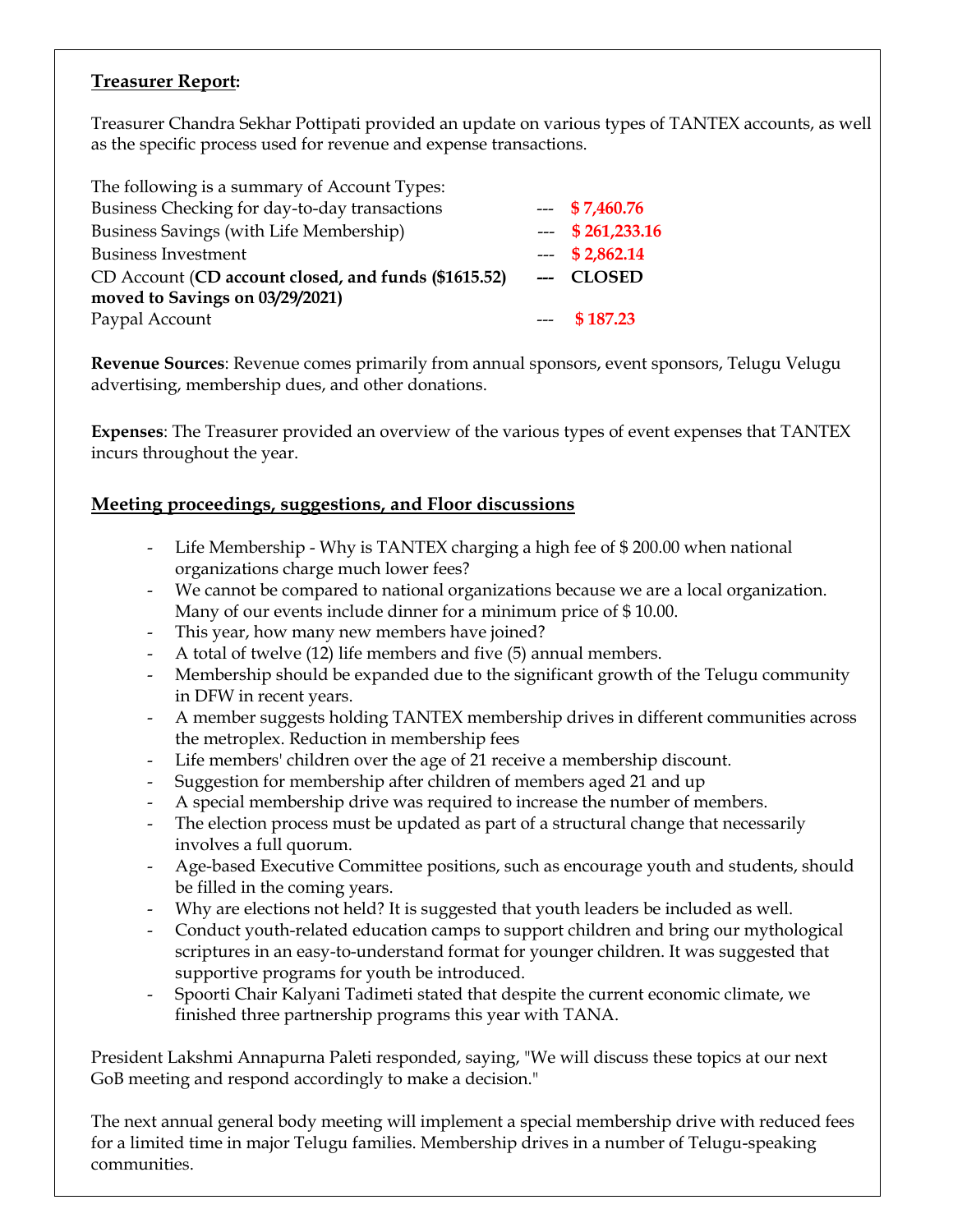**Treasurer Report:**

Treasurer Chandra Sekhar Pottipati provided an update on various types of TANTEX accounts, as well as the specific process used for revenue and expense transactions.

The following is a summary of Account Types:

| | | |
|---|---|---|
| Business Checking for day-to-day transactions | --- | **$ 7,460.76** |
| Business Savings (with Life Membership) | --- | **$ 261,233.16** |
| Business Investment | --- | **$ 2,862.14** |
| CD Account (**CD account closed, and funds ($1615.52) moved to Savings on 03/29/2021)** | --- | **CLOSED** |
| Paypal Account | --- | **$ 187.23** |

**Revenue Sources**: Revenue comes primarily from annual sponsors, event sponsors, Telugu Velugu advertising, membership dues, and other donations.

**Expenses**: The Treasurer provided an overview of the various types of event expenses that TANTEX incurs throughout the year.

**Meeting proceedings, suggestions, and Floor discussions**

- Life Membership - Why is TANTEX charging a high fee of $ 200.00 when national organizations charge much lower fees?
- We cannot be compared to national organizations because we are a local organization. Many of our events include dinner for a minimum price of $ 10.00.
- This year, how many new members have joined?
- A total of twelve (12) life members and five (5) annual members.
- Membership should be expanded due to the significant growth of the Telugu community in DFW in recent years.
- A member suggests holding TANTEX membership drives in different communities across the metroplex. Reduction in membership fees
- Life members' children over the age of 21 receive a membership discount.
- Suggestion for membership after children of members aged 21 and up
- A special membership drive was required to increase the number of members.
- The election process must be updated as part of a structural change that necessarily involves a full quorum.
- Age-based Executive Committee positions, such as encourage youth and students, should be filled in the coming years.
- Why are elections not held? It is suggested that youth leaders be included as well.
- Conduct youth-related education camps to support children and bring our mythological scriptures in an easy-to-understand format for younger children. It was suggested that supportive programs for youth be introduced.
- Spoorti Chair Kalyani Tadimeti stated that despite the current economic climate, we finished three partnership programs this year with TANA.

President Lakshmi Annapurna Paleti responded, saying, "We will discuss these topics at our next GoB meeting and respond accordingly to make a decision."

The next annual general body meeting will implement a special membership drive with reduced fees for a limited time in major Telugu families. Membership drives in a number of Telugu-speaking communities.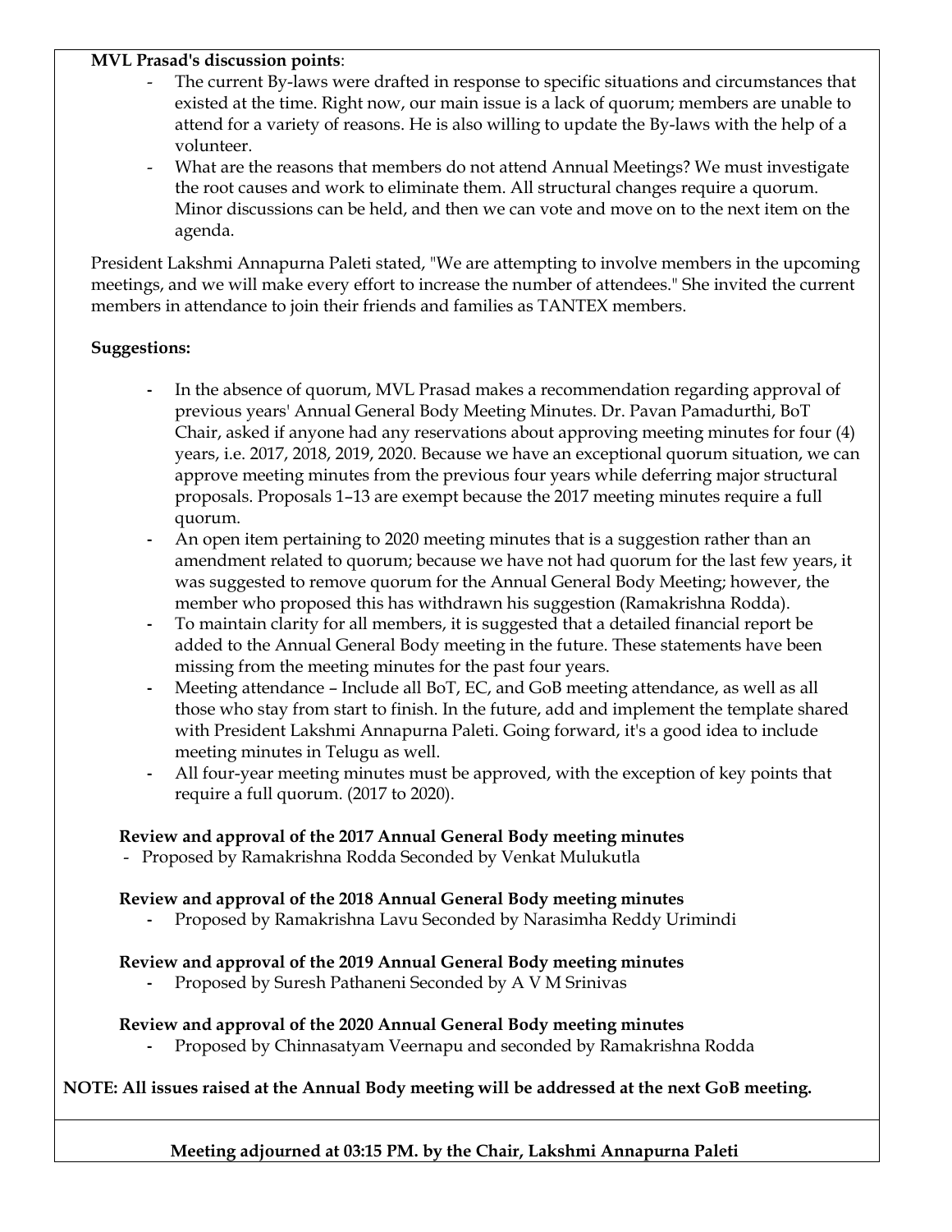**MVL Prasad's discussion points**:

- The current By-laws were drafted in response to specific situations and circumstances that existed at the time. Right now, our main issue is a lack of quorum; members are unable to attend for a variety of reasons. He is also willing to update the By-laws with the help of a volunteer.
- What are the reasons that members do not attend Annual Meetings? We must investigate the root causes and work to eliminate them. All structural changes require a quorum. Minor discussions can be held, and then we can vote and move on to the next item on the agenda.

President Lakshmi Annapurna Paleti stated, "We are attempting to involve members in the upcoming meetings, and we will make every effort to increase the number of attendees." She invited the current members in attendance to join their friends and families as TANTEX members.

**Suggestions:**

- In the absence of quorum, MVL Prasad makes a recommendation regarding approval of previous years' Annual General Body Meeting Minutes. Dr. Pavan Pamadurthi, BoT Chair, asked if anyone had any reservations about approving meeting minutes for four (4) years, i.e. 2017, 2018, 2019, 2020. Because we have an exceptional quorum situation, we can approve meeting minutes from the previous four years while deferring major structural proposals. Proposals 1–13 are exempt because the 2017 meeting minutes require a full quorum.
- An open item pertaining to 2020 meeting minutes that is a suggestion rather than an amendment related to quorum; because we have not had quorum for the last few years, it was suggested to remove quorum for the Annual General Body Meeting; however, the member who proposed this has withdrawn his suggestion (Ramakrishna Rodda).
- To maintain clarity for all members, it is suggested that a detailed financial report be added to the Annual General Body meeting in the future. These statements have been missing from the meeting minutes for the past four years.
- Meeting attendance – Include all BoT, EC, and GoB meeting attendance, as well as all those who stay from start to finish. In the future, add and implement the template shared with President Lakshmi Annapurna Paleti. Going forward, it's a good idea to include meeting minutes in Telugu as well.
- All four-year meeting minutes must be approved, with the exception of key points that require a full quorum. (2017 to 2020).

**Review and approval of the 2017 Annual General Body meeting minutes**

- Proposed by Ramakrishna Rodda Seconded by Venkat Mulukutla

**Review and approval of the 2018 Annual General Body meeting minutes**

- Proposed by Ramakrishna Lavu Seconded by Narasimha Reddy Urimindi

**Review and approval of the 2019 Annual General Body meeting minutes**

- Proposed by Suresh Pathaneni Seconded by A V M Srinivas

**Review and approval of the 2020 Annual General Body meeting minutes**

- Proposed by Chinnasatyam Veernapu and seconded by Ramakrishna Rodda

**NOTE: All issues raised at the Annual Body meeting will be addressed at the next GoB meeting.**

**Meeting adjourned at 03:15 PM. by the Chair, Lakshmi Annapurna Paleti**